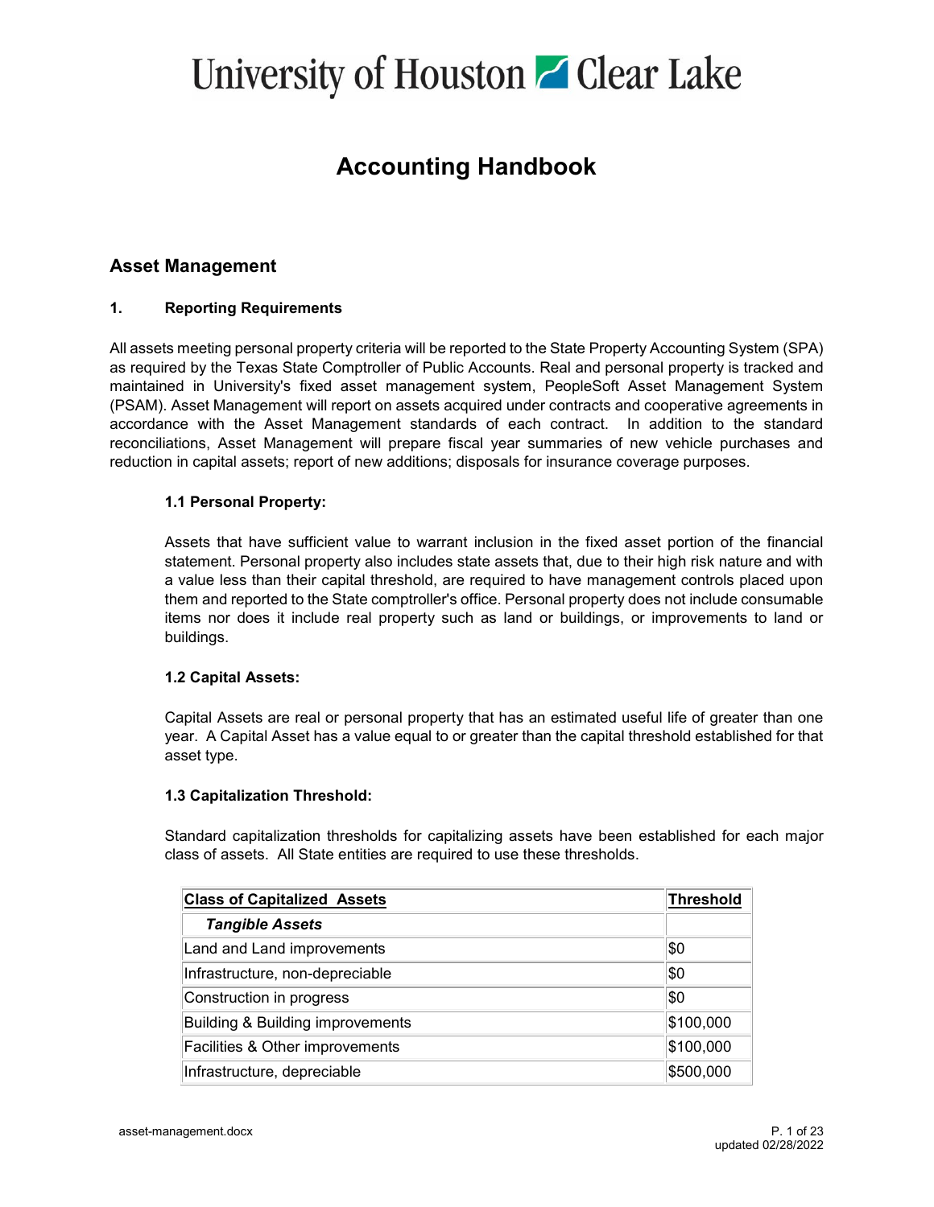# University of Houston Clear Lake

# Accounting Handbook

## Asset Management

### 1. Reporting Requirements

All assets meeting personal property criteria will be reported to the State Property Accounting System (SPA) as required by the Texas State Comptroller of Public Accounts. Real and personal property is tracked and maintained in University's fixed asset management system, PeopleSoft Asset Management System (PSAM). Asset Management will report on assets acquired under contracts and cooperative agreements in accordance with the Asset Management standards of each contract. In addition to the standard reconciliations, Asset Management will prepare fiscal year summaries of new vehicle purchases and reduction in capital assets; report of new additions; disposals for insurance coverage purposes.

#### 1.1 Personal Property:

Assets that have sufficient value to warrant inclusion in the fixed asset portion of the financial statement. Personal property also includes state assets that, due to their high risk nature and with a value less than their capital threshold, are required to have management controls placed upon them and reported to the State comptroller's office. Personal property does not include consumable items nor does it include real property such as land or buildings, or improvements to land or buildings.

#### 1.2 Capital Assets:

Capital Assets are real or personal property that has an estimated useful life of greater than one year. A Capital Asset has a value equal to or greater than the capital threshold established for that asset type.

#### 1.3 Capitalization Threshold:

Standard capitalization thresholds for capitalizing assets have been established for each major class of assets. All State entities are required to use these thresholds.

| Class of Capitalized Assets | Threshold |
|---|---|
| ***Tangible Assets*** | |
| Land and Land improvements | $0 |
| Infrastructure, non-depreciable | $0 |
| Construction in progress | $0 |
| Building & Building improvements | $100,000 |
| Facilities & Other improvements | $100,000 |
| Infrastructure, depreciable | $500,000 |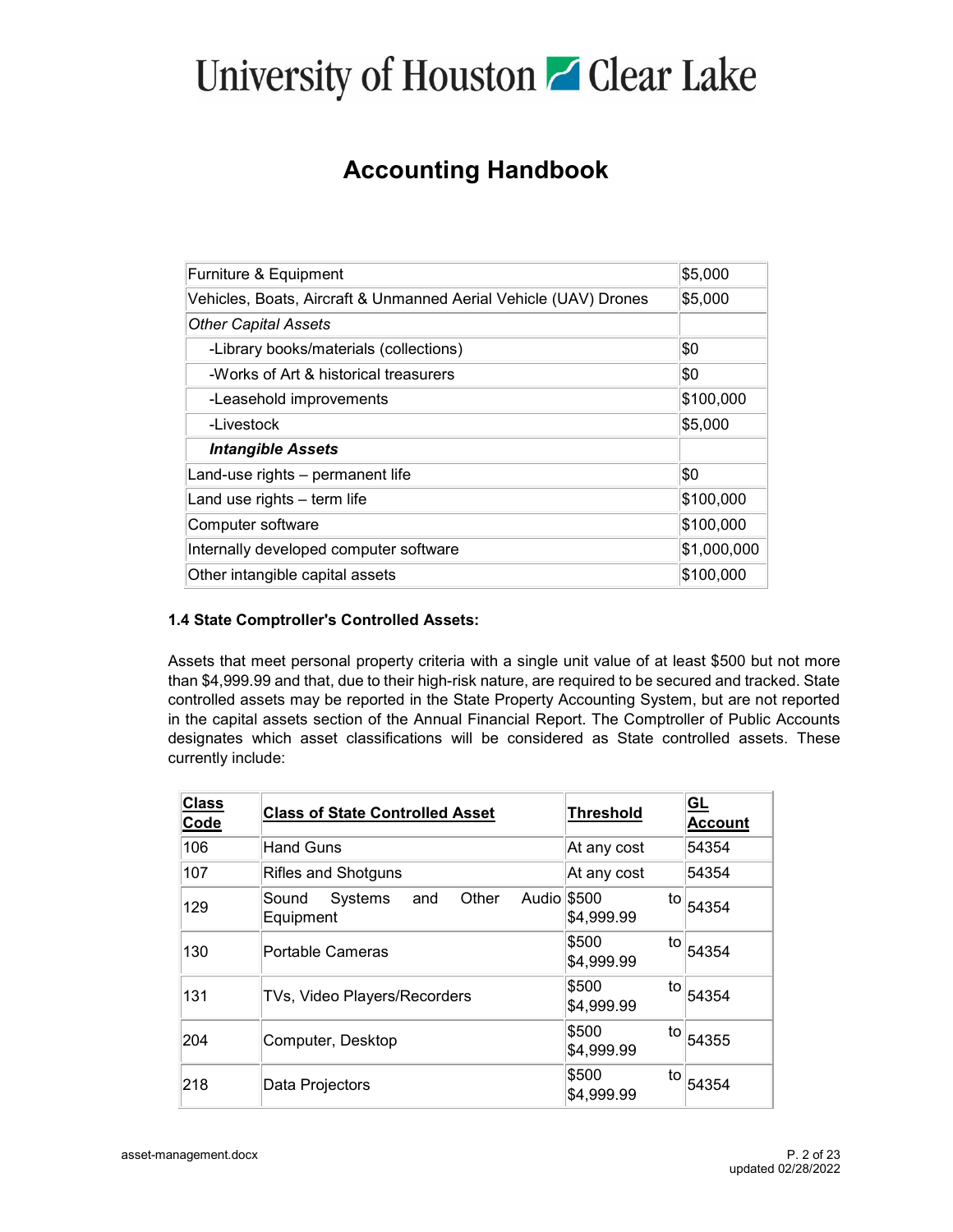| | |
|---|---|
| Furniture & Equipment | $5,000 |
| Vehicles, Boats, Aircraft & Unmanned Aerial Vehicle (UAV) Drones | $5,000 |
| *Other Capital Assets* | |
| -Library books/materials (collections) | $0 |
| -Works of Art & historical treasurers | $0 |
| -Leasehold improvements | $100,000 |
| -Livestock | $5,000 |
| ***Intangible Assets*** | |
| Land-use rights – permanent life | $0 |
| Land use rights – term life | $100,000 |
| Computer software | $100,000 |
| Internally developed computer software | $1,000,000 |
| Other intangible capital assets | $100,000 |

**1.4 State Comptroller's Controlled Assets:**

Assets that meet personal property criteria with a single unit value of at least $500 but not more than $4,999.99 and that, due to their high-risk nature, are required to be secured and tracked. State controlled assets may be reported in the State Property Accounting System, but are not reported in the capital assets section of the Annual Financial Report. The Comptroller of Public Accounts designates which asset classifications will be considered as State controlled assets. These currently include:

| Class Code | Class of State Controlled Asset | Threshold | GL Account |
|---|---|---|---|
| 106 | Hand Guns | At any cost | 54354 |
| 107 | Rifles and Shotguns | At any cost | 54354 |
| 129 | Sound Systems and Other Audio Equipment | $500 to $4,999.99 | 54354 |
| 130 | Portable Cameras | $500 to $4,999.99 | 54354 |
| 131 | TVs, Video Players/Recorders | $500 to $4,999.99 | 54354 |
| 204 | Computer, Desktop | $500 to $4,999.99 | 54355 |
| 218 | Data Projectors | $500 to $4,999.99 | 54354 |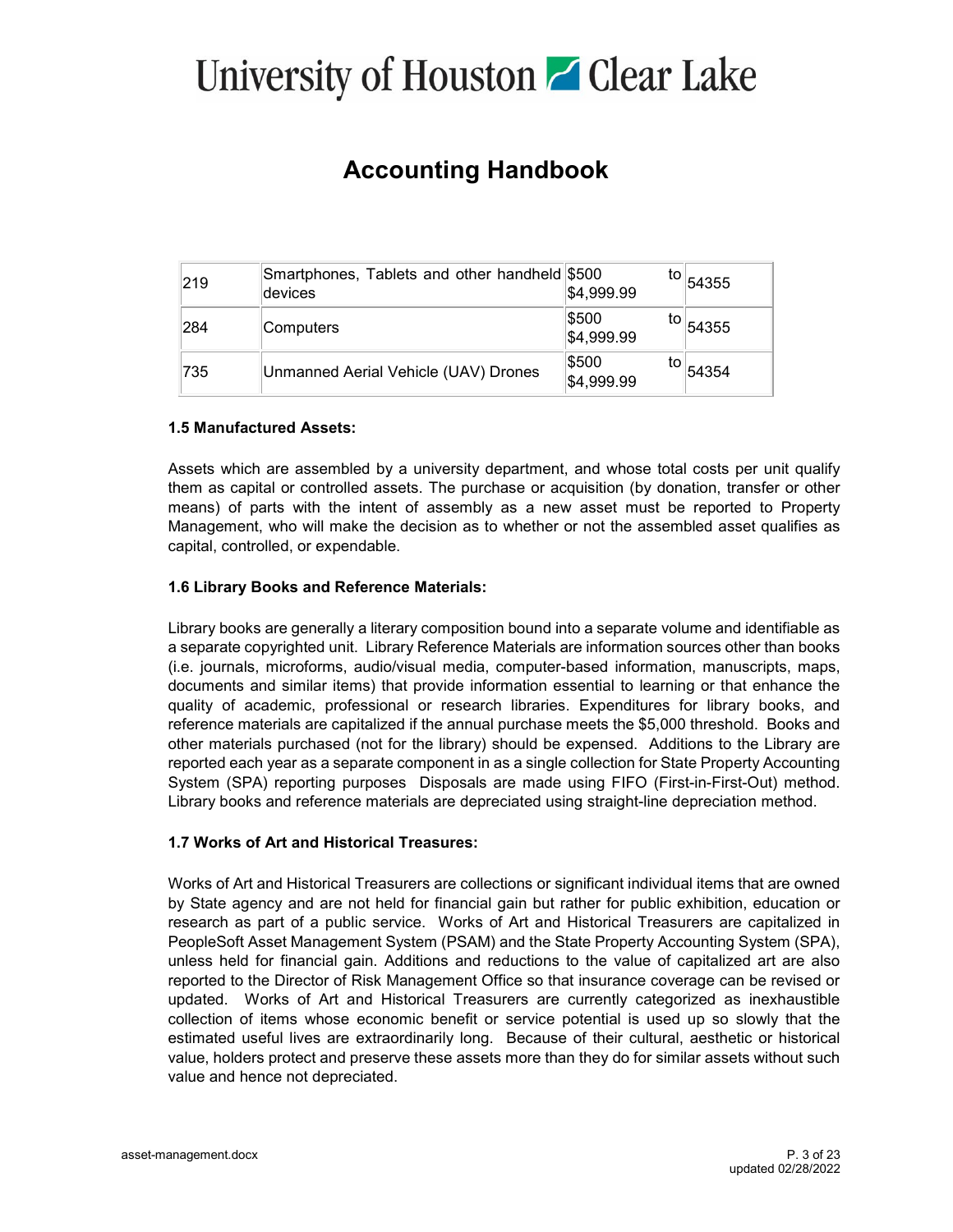| | | | |
|---|---|---|---|
| 219 | Smartphones, Tablets and other handheld devices | $500 to $4,999.99 | 54355 |
| 284 | Computers | $500 to $4,999.99 | 54355 |
| 735 | Unmanned Aerial Vehicle (UAV) Drones | $500 to $4,999.99 | 54354 |

**1.5 Manufactured Assets:**

Assets which are assembled by a university department, and whose total costs per unit qualify them as capital or controlled assets. The purchase or acquisition (by donation, transfer or other means) of parts with the intent of assembly as a new asset must be reported to Property Management, who will make the decision as to whether or not the assembled asset qualifies as capital, controlled, or expendable.

**1.6 Library Books and Reference Materials:**

Library books are generally a literary composition bound into a separate volume and identifiable as a separate copyrighted unit. Library Reference Materials are information sources other than books (i.e. journals, microforms, audio/visual media, computer-based information, manuscripts, maps, documents and similar items) that provide information essential to learning or that enhance the quality of academic, professional or research libraries. Expenditures for library books, and reference materials are capitalized if the annual purchase meets the $5,000 threshold. Books and other materials purchased (not for the library) should be expensed. Additions to the Library are reported each year as a separate component in as a single collection for State Property Accounting System (SPA) reporting purposes Disposals are made using FIFO (First-in-First-Out) method. Library books and reference materials are depreciated using straight-line depreciation method.

**1.7 Works of Art and Historical Treasures:**

Works of Art and Historical Treasurers are collections or significant individual items that are owned by State agency and are not held for financial gain but rather for public exhibition, education or research as part of a public service. Works of Art and Historical Treasurers are capitalized in PeopleSoft Asset Management System (PSAM) and the State Property Accounting System (SPA), unless held for financial gain. Additions and reductions to the value of capitalized art are also reported to the Director of Risk Management Office so that insurance coverage can be revised or updated. Works of Art and Historical Treasurers are currently categorized as inexhaustible collection of items whose economic benefit or service potential is used up so slowly that the estimated useful lives are extraordinarily long. Because of their cultural, aesthetic or historical value, holders protect and preserve these assets more than they do for similar assets without such value and hence not depreciated.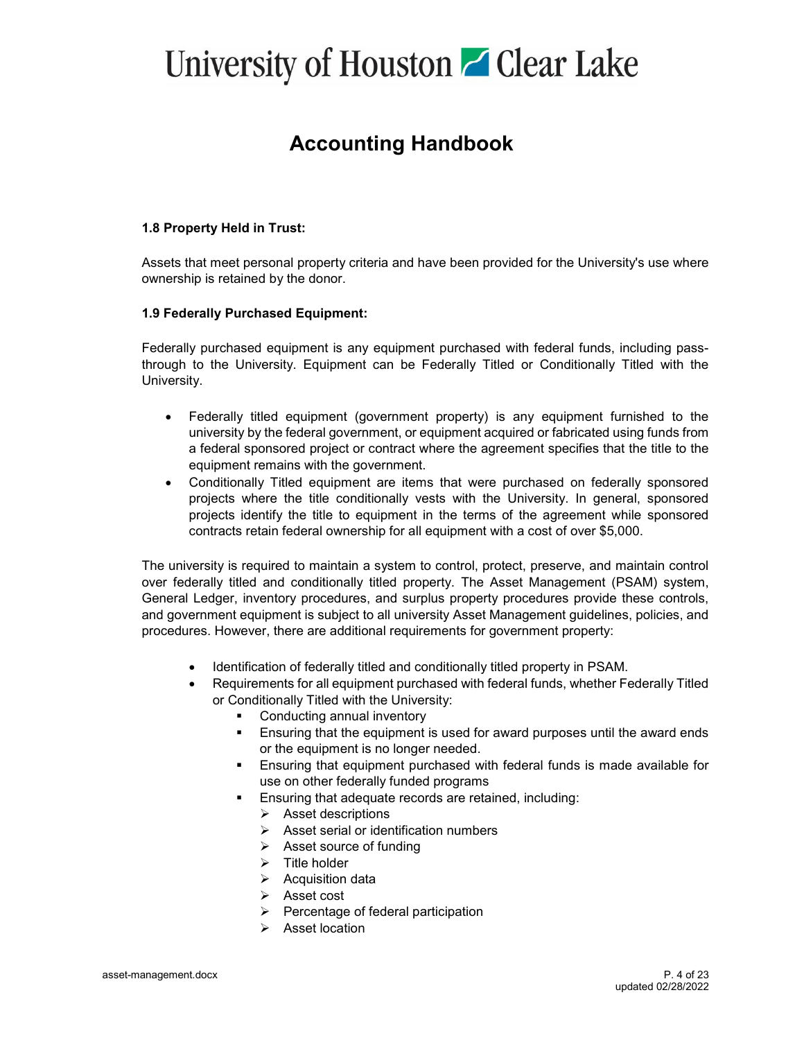**1.8 Property Held in Trust:**

Assets that meet personal property criteria and have been provided for the University's use where ownership is retained by the donor.

**1.9 Federally Purchased Equipment:**

Federally purchased equipment is any equipment purchased with federal funds, including pass-through to the University. Equipment can be Federally Titled or Conditionally Titled with the University.

- Federally titled equipment (government property) is any equipment furnished to the university by the federal government, or equipment acquired or fabricated using funds from a federal sponsored project or contract where the agreement specifies that the title to the equipment remains with the government.
- Conditionally Titled equipment are items that were purchased on federally sponsored projects where the title conditionally vests with the University. In general, sponsored projects identify the title to equipment in the terms of the agreement while sponsored contracts retain federal ownership for all equipment with a cost of over $5,000.

The university is required to maintain a system to control, protect, preserve, and maintain control over federally titled and conditionally titled property. The Asset Management (PSAM) system, General Ledger, inventory procedures, and surplus property procedures provide these controls, and government equipment is subject to all university Asset Management guidelines, policies, and procedures. However, there are additional requirements for government property:

- Identification of federally titled and conditionally titled property in PSAM.
- Requirements for all equipment purchased with federal funds, whether Federally Titled or Conditionally Titled with the University:
  - Conducting annual inventory
  - Ensuring that the equipment is used for award purposes until the award ends or the equipment is no longer needed.
  - Ensuring that equipment purchased with federal funds is made available for use on other federally funded programs
  - Ensuring that adequate records are retained, including:
    - Asset descriptions
    - Asset serial or identification numbers
    - Asset source of funding
    - Title holder
    - Acquisition data
    - Asset cost
    - Percentage of federal participation
    - Asset location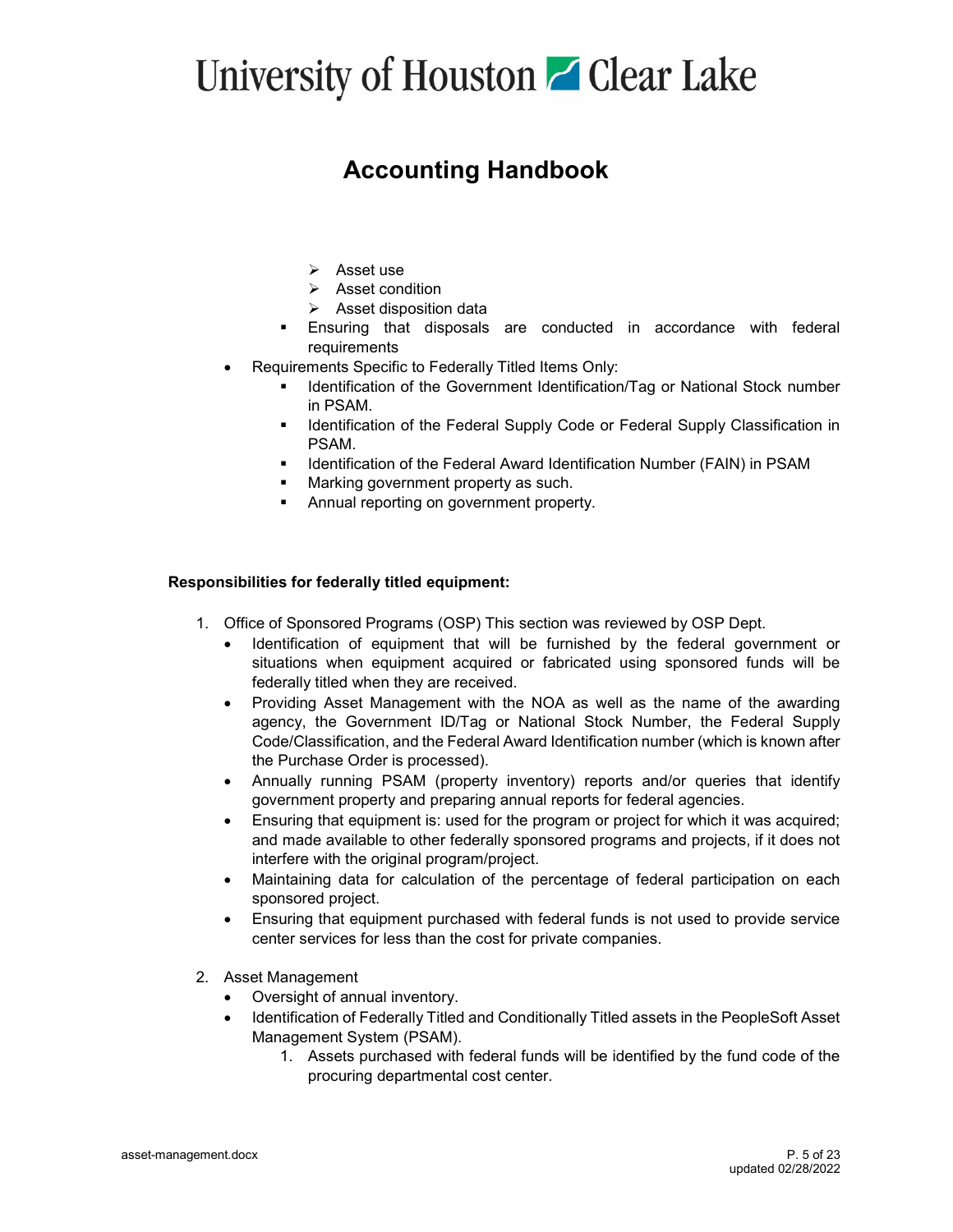- Asset use
- Asset condition
- Asset disposition data

- Ensuring that disposals are conducted in accordance with federal requirements

- Requirements Specific to Federally Titled Items Only:
    - Identification of the Government Identification/Tag or National Stock number in PSAM.
    - Identification of the Federal Supply Code or Federal Supply Classification in PSAM.
    - Identification of the Federal Award Identification Number (FAIN) in PSAM
    - Marking government property as such.
    - Annual reporting on government property.

**Responsibilities for federally titled equipment:**

1. Office of Sponsored Programs (OSP) This section was reviewed by OSP Dept.
    - Identification of equipment that will be furnished by the federal government or situations when equipment acquired or fabricated using sponsored funds will be federally titled when they are received.
    - Providing Asset Management with the NOA as well as the name of the awarding agency, the Government ID/Tag or National Stock Number, the Federal Supply Code/Classification, and the Federal Award Identification number (which is known after the Purchase Order is processed).
    - Annually running PSAM (property inventory) reports and/or queries that identify government property and preparing annual reports for federal agencies.
    - Ensuring that equipment is: used for the program or project for which it was acquired; and made available to other federally sponsored programs and projects, if it does not interfere with the original program/project.
    - Maintaining data for calculation of the percentage of federal participation on each sponsored project.
    - Ensuring that equipment purchased with federal funds is not used to provide service center services for less than the cost for private companies.

2. Asset Management
    - Oversight of annual inventory.
    - Identification of Federally Titled and Conditionally Titled assets in the PeopleSoft Asset Management System (PSAM).
        1. Assets purchased with federal funds will be identified by the fund code of the procuring departmental cost center.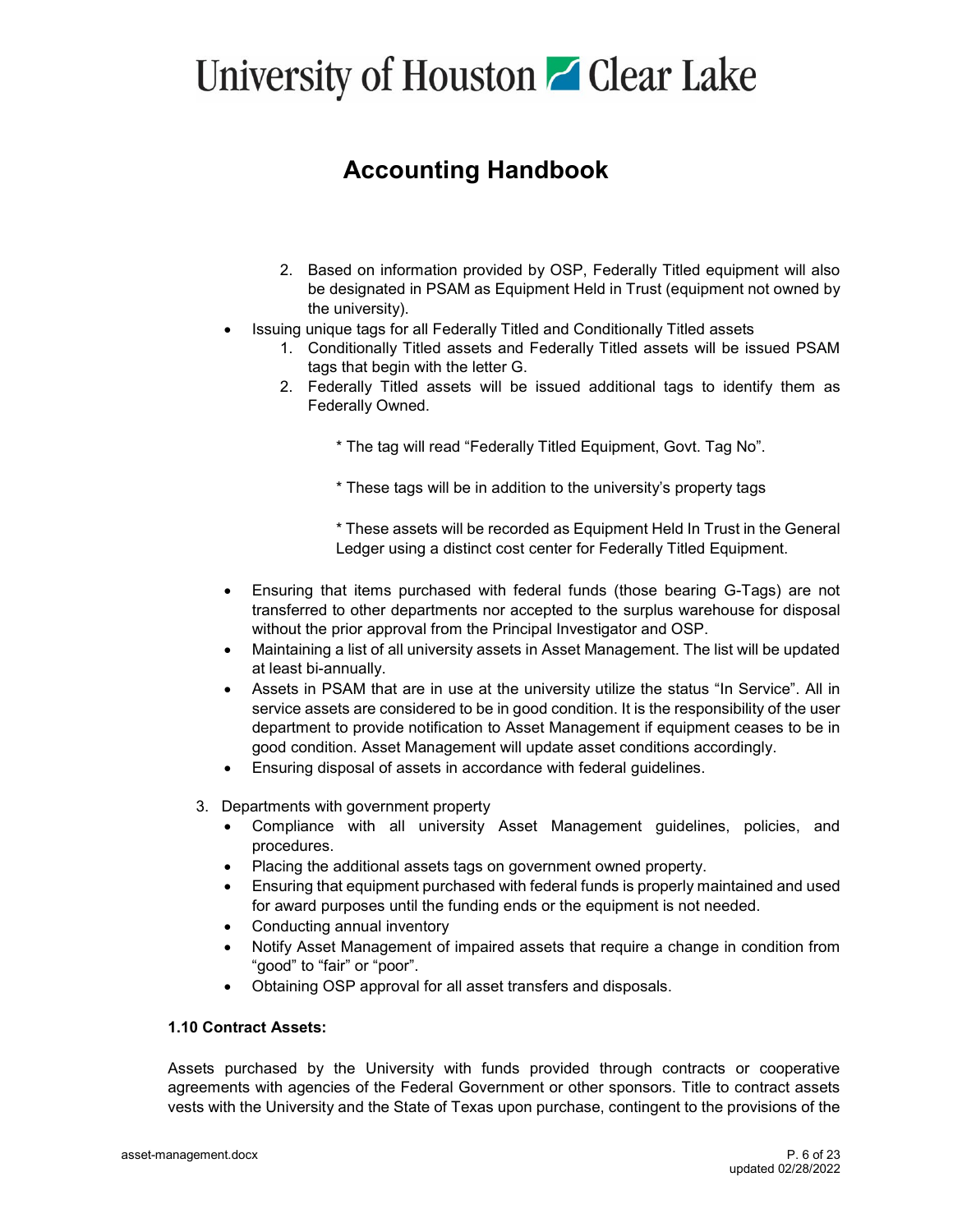2. Based on information provided by OSP, Federally Titled equipment will also be designated in PSAM as Equipment Held in Trust (equipment not owned by the university).

- Issuing unique tags for all Federally Titled and Conditionally Titled assets
    1. Conditionally Titled assets and Federally Titled assets will be issued PSAM tags that begin with the letter G.
    2. Federally Titled assets will be issued additional tags to identify them as Federally Owned.

        * The tag will read "Federally Titled Equipment, Govt. Tag No".

        * These tags will be in addition to the university's property tags

        * These assets will be recorded as Equipment Held In Trust in the General Ledger using a distinct cost center for Federally Titled Equipment.

- Ensuring that items purchased with federal funds (those bearing G-Tags) are not transferred to other departments nor accepted to the surplus warehouse for disposal without the prior approval from the Principal Investigator and OSP.
- Maintaining a list of all university assets in Asset Management. The list will be updated at least bi-annually.
- Assets in PSAM that are in use at the university utilize the status "In Service". All in service assets are considered to be in good condition. It is the responsibility of the user department to provide notification to Asset Management if equipment ceases to be in good condition. Asset Management will update asset conditions accordingly.
- Ensuring disposal of assets in accordance with federal guidelines.

3. Departments with government property
    - Compliance with all university Asset Management guidelines, policies, and procedures.
    - Placing the additional assets tags on government owned property.
    - Ensuring that equipment purchased with federal funds is properly maintained and used for award purposes until the funding ends or the equipment is not needed.
    - Conducting annual inventory
    - Notify Asset Management of impaired assets that require a change in condition from "good" to "fair" or "poor".
    - Obtaining OSP approval for all asset transfers and disposals.

**1.10 Contract Assets:**

Assets purchased by the University with funds provided through contracts or cooperative agreements with agencies of the Federal Government or other sponsors. Title to contract assets vests with the University and the State of Texas upon purchase, contingent to the provisions of the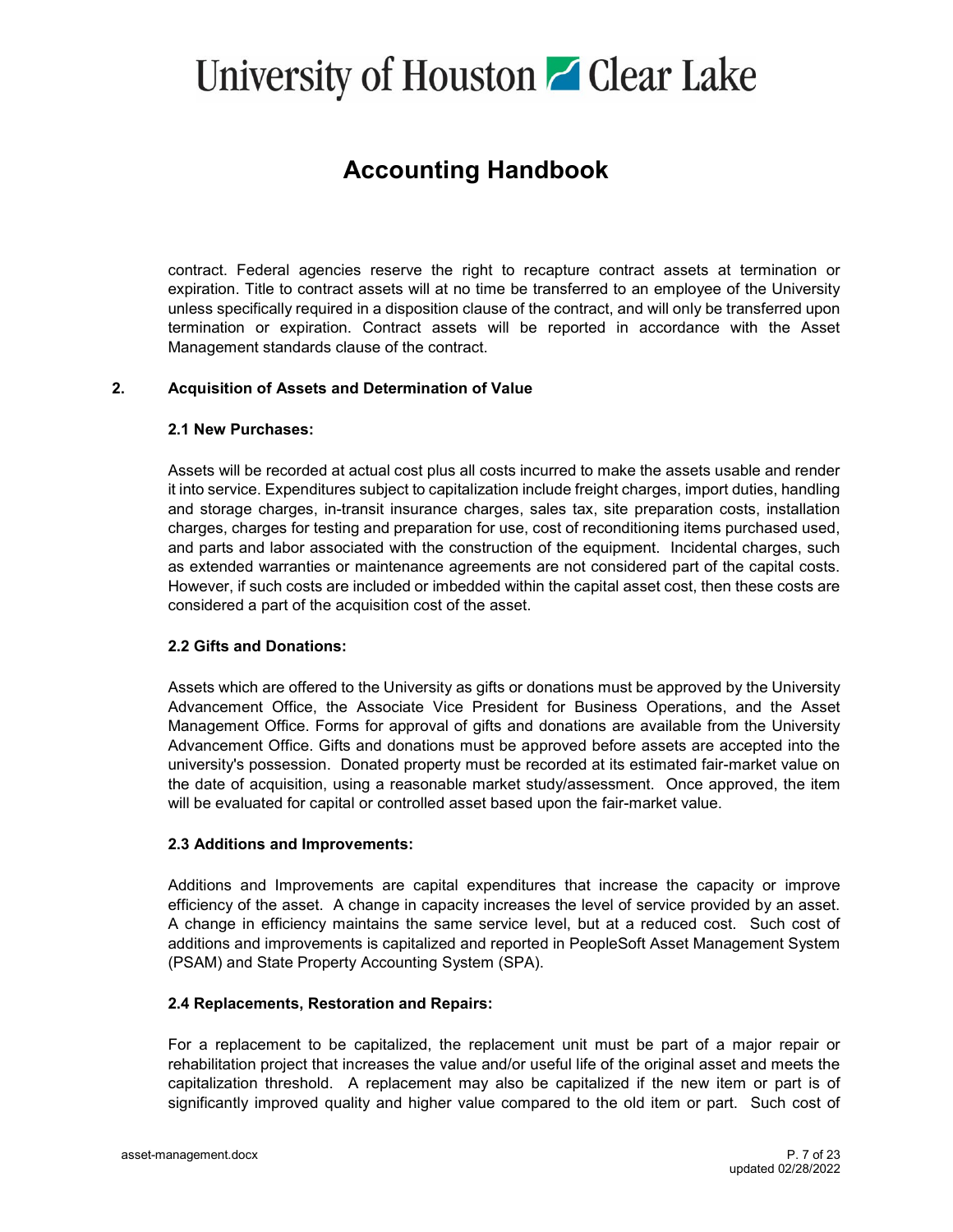contract. Federal agencies reserve the right to recapture contract assets at termination or expiration. Title to contract assets will at no time be transferred to an employee of the University unless specifically required in a disposition clause of the contract, and will only be transferred upon termination or expiration. Contract assets will be reported in accordance with the Asset Management standards clause of the contract.

## 2. Acquisition of Assets and Determination of Value

### 2.1 New Purchases:

Assets will be recorded at actual cost plus all costs incurred to make the assets usable and render it into service. Expenditures subject to capitalization include freight charges, import duties, handling and storage charges, in-transit insurance charges, sales tax, site preparation costs, installation charges, charges for testing and preparation for use, cost of reconditioning items purchased used, and parts and labor associated with the construction of the equipment. Incidental charges, such as extended warranties or maintenance agreements are not considered part of the capital costs. However, if such costs are included or imbedded within the capital asset cost, then these costs are considered a part of the acquisition cost of the asset.

### 2.2 Gifts and Donations:

Assets which are offered to the University as gifts or donations must be approved by the University Advancement Office, the Associate Vice President for Business Operations, and the Asset Management Office. Forms for approval of gifts and donations are available from the University Advancement Office. Gifts and donations must be approved before assets are accepted into the university's possession. Donated property must be recorded at its estimated fair-market value on the date of acquisition, using a reasonable market study/assessment. Once approved, the item will be evaluated for capital or controlled asset based upon the fair-market value.

### 2.3 Additions and Improvements:

Additions and Improvements are capital expenditures that increase the capacity or improve efficiency of the asset. A change in capacity increases the level of service provided by an asset. A change in efficiency maintains the same service level, but at a reduced cost. Such cost of additions and improvements is capitalized and reported in PeopleSoft Asset Management System (PSAM) and State Property Accounting System (SPA).

### 2.4 Replacements, Restoration and Repairs:

For a replacement to be capitalized, the replacement unit must be part of a major repair or rehabilitation project that increases the value and/or useful life of the original asset and meets the capitalization threshold. A replacement may also be capitalized if the new item or part is of significantly improved quality and higher value compared to the old item or part. Such cost of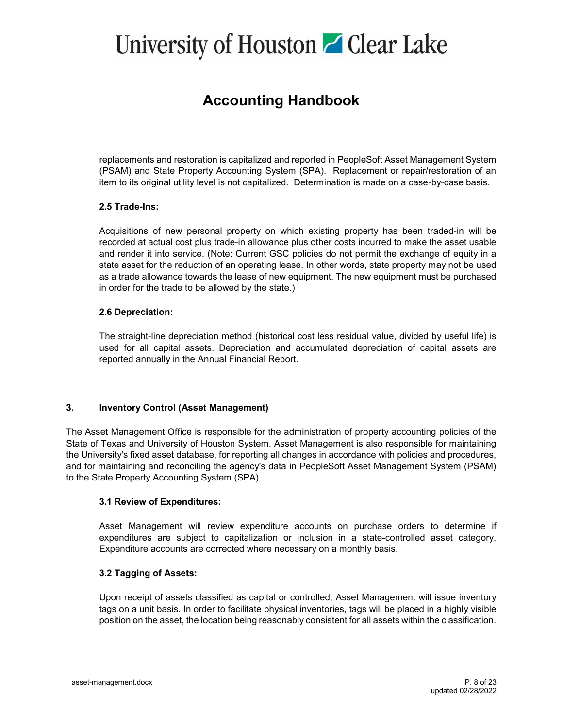replacements and restoration is capitalized and reported in PeopleSoft Asset Management System (PSAM) and State Property Accounting System (SPA). Replacement or repair/restoration of an item to its original utility level is not capitalized. Determination is made on a case-by-case basis.

### 2.5 Trade-Ins:

Acquisitions of new personal property on which existing property has been traded-in will be recorded at actual cost plus trade-in allowance plus other costs incurred to make the asset usable and render it into service. (Note: Current GSC policies do not permit the exchange of equity in a state asset for the reduction of an operating lease. In other words, state property may not be used as a trade allowance towards the lease of new equipment. The new equipment must be purchased in order for the trade to be allowed by the state.)

### 2.6 Depreciation:

The straight-line depreciation method (historical cost less residual value, divided by useful life) is used for all capital assets. Depreciation and accumulated depreciation of capital assets are reported annually in the Annual Financial Report.

## 3. Inventory Control (Asset Management)

The Asset Management Office is responsible for the administration of property accounting policies of the State of Texas and University of Houston System. Asset Management is also responsible for maintaining the University's fixed asset database, for reporting all changes in accordance with policies and procedures, and for maintaining and reconciling the agency's data in PeopleSoft Asset Management System (PSAM) to the State Property Accounting System (SPA)

### 3.1 Review of Expenditures:

Asset Management will review expenditure accounts on purchase orders to determine if expenditures are subject to capitalization or inclusion in a state-controlled asset category. Expenditure accounts are corrected where necessary on a monthly basis.

### 3.2 Tagging of Assets:

Upon receipt of assets classified as capital or controlled, Asset Management will issue inventory tags on a unit basis. In order to facilitate physical inventories, tags will be placed in a highly visible position on the asset, the location being reasonably consistent for all assets within the classification.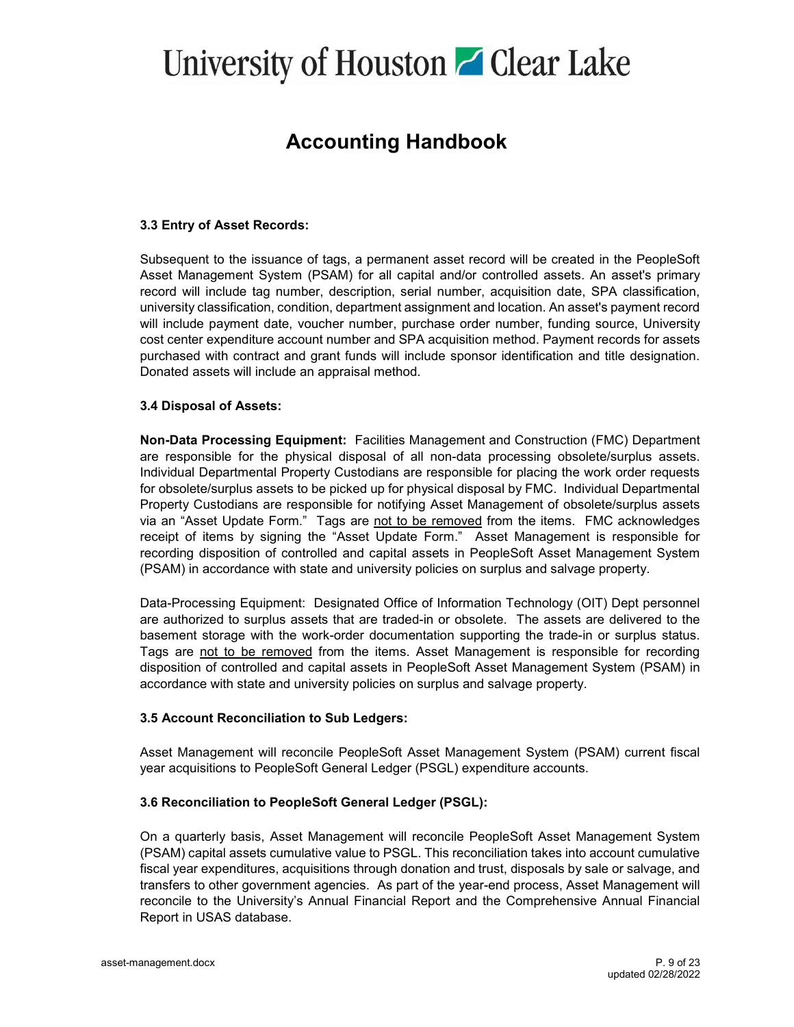# Accounting Handbook

### 3.3 Entry of Asset Records:

Subsequent to the issuance of tags, a permanent asset record will be created in the PeopleSoft Asset Management System (PSAM) for all capital and/or controlled assets. An asset's primary record will include tag number, description, serial number, acquisition date, SPA classification, university classification, condition, department assignment and location. An asset's payment record will include payment date, voucher number, purchase order number, funding source, University cost center expenditure account number and SPA acquisition method. Payment records for assets purchased with contract and grant funds will include sponsor identification and title designation. Donated assets will include an appraisal method.

### 3.4 Disposal of Assets:

**Non-Data Processing Equipment:** Facilities Management and Construction (FMC) Department are responsible for the physical disposal of all non-data processing obsolete/surplus assets. Individual Departmental Property Custodians are responsible for placing the work order requests for obsolete/surplus assets to be picked up for physical disposal by FMC. Individual Departmental Property Custodians are responsible for notifying Asset Management of obsolete/surplus assets via an "Asset Update Form." Tags are <u>not to be removed</u> from the items. FMC acknowledges receipt of items by signing the "Asset Update Form." Asset Management is responsible for recording disposition of controlled and capital assets in PeopleSoft Asset Management System (PSAM) in accordance with state and university policies on surplus and salvage property.

Data-Processing Equipment: Designated Office of Information Technology (OIT) Dept personnel are authorized to surplus assets that are traded-in or obsolete. The assets are delivered to the basement storage with the work-order documentation supporting the trade-in or surplus status. Tags are <u>not to be removed</u> from the items. Asset Management is responsible for recording disposition of controlled and capital assets in PeopleSoft Asset Management System (PSAM) in accordance with state and university policies on surplus and salvage property.

### 3.5 Account Reconciliation to Sub Ledgers:

Asset Management will reconcile PeopleSoft Asset Management System (PSAM) current fiscal year acquisitions to PeopleSoft General Ledger (PSGL) expenditure accounts.

### 3.6 Reconciliation to PeopleSoft General Ledger (PSGL):

On a quarterly basis, Asset Management will reconcile PeopleSoft Asset Management System (PSAM) capital assets cumulative value to PSGL. This reconciliation takes into account cumulative fiscal year expenditures, acquisitions through donation and trust, disposals by sale or salvage, and transfers to other government agencies. As part of the year-end process, Asset Management will reconcile to the University's Annual Financial Report and the Comprehensive Annual Financial Report in USAS database.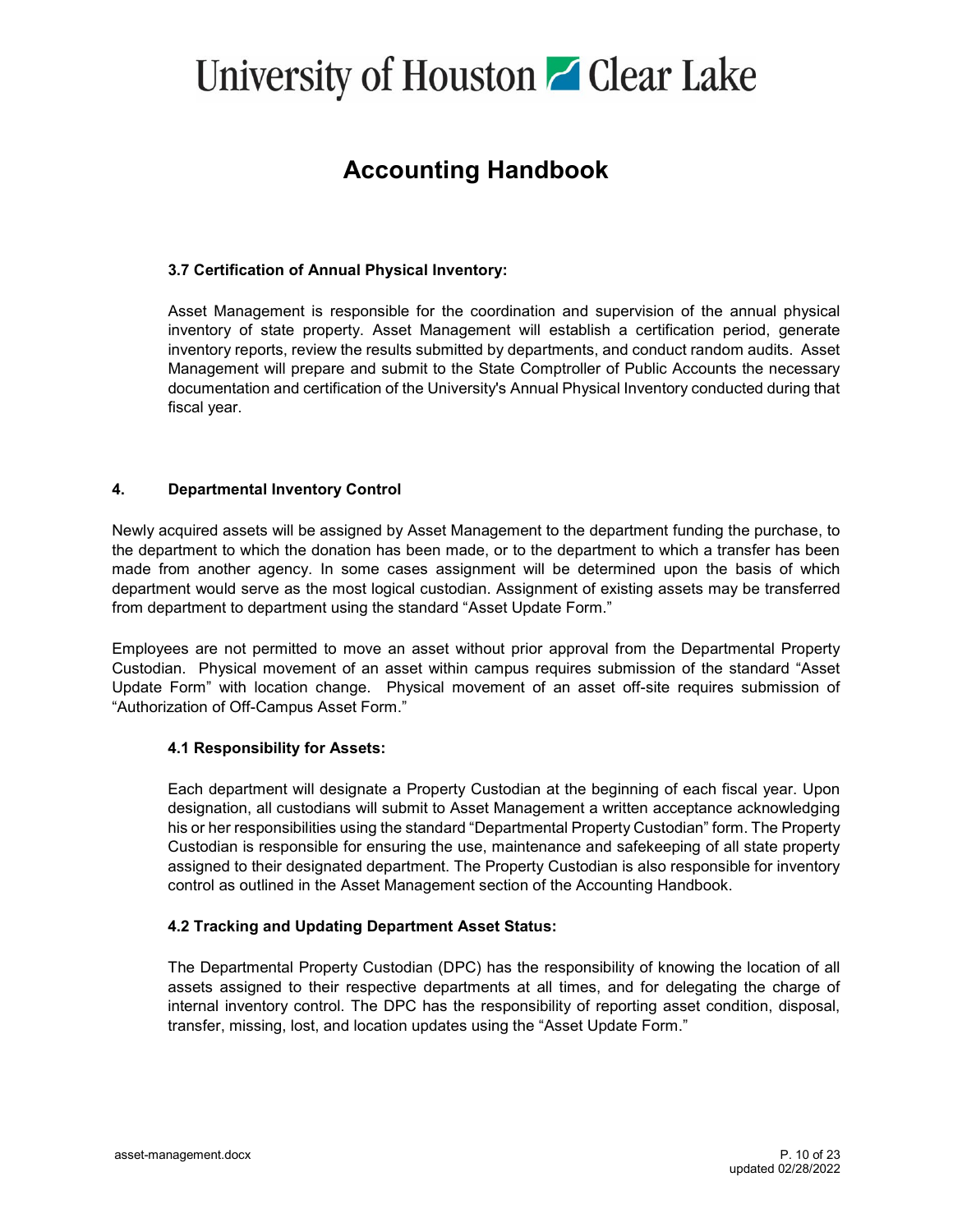### 3.7 Certification of Annual Physical Inventory:

Asset Management is responsible for the coordination and supervision of the annual physical inventory of state property. Asset Management will establish a certification period, generate inventory reports, review the results submitted by departments, and conduct random audits. Asset Management will prepare and submit to the State Comptroller of Public Accounts the necessary documentation and certification of the University's Annual Physical Inventory conducted during that fiscal year.

## 4. Departmental Inventory Control

Newly acquired assets will be assigned by Asset Management to the department funding the purchase, to the department to which the donation has been made, or to the department to which a transfer has been made from another agency. In some cases assignment will be determined upon the basis of which department would serve as the most logical custodian. Assignment of existing assets may be transferred from department to department using the standard "Asset Update Form."

Employees are not permitted to move an asset without prior approval from the Departmental Property Custodian. Physical movement of an asset within campus requires submission of the standard "Asset Update Form" with location change. Physical movement of an asset off-site requires submission of "Authorization of Off-Campus Asset Form."

### 4.1 Responsibility for Assets:

Each department will designate a Property Custodian at the beginning of each fiscal year. Upon designation, all custodians will submit to Asset Management a written acceptance acknowledging his or her responsibilities using the standard "Departmental Property Custodian" form. The Property Custodian is responsible for ensuring the use, maintenance and safekeeping of all state property assigned to their designated department. The Property Custodian is also responsible for inventory control as outlined in the Asset Management section of the Accounting Handbook.

### 4.2 Tracking and Updating Department Asset Status:

The Departmental Property Custodian (DPC) has the responsibility of knowing the location of all assets assigned to their respective departments at all times, and for delegating the charge of internal inventory control. The DPC has the responsibility of reporting asset condition, disposal, transfer, missing, lost, and location updates using the "Asset Update Form."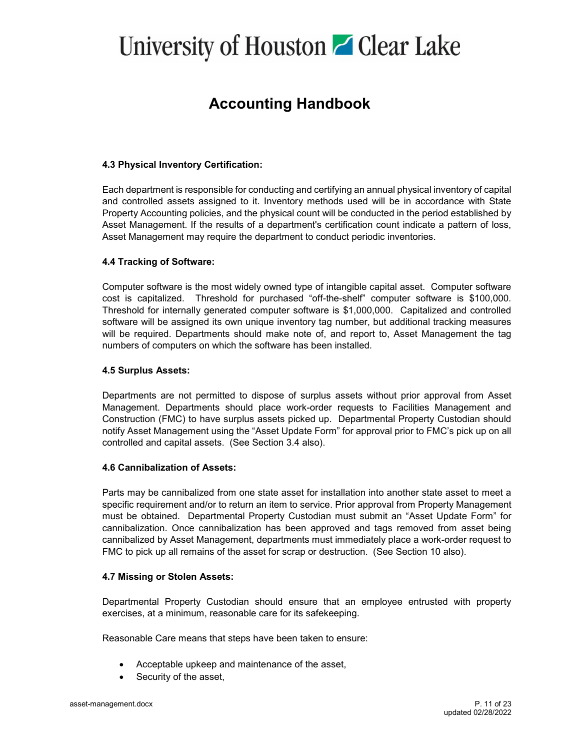# Accounting Handbook

### 4.3 Physical Inventory Certification:

Each department is responsible for conducting and certifying an annual physical inventory of capital and controlled assets assigned to it. Inventory methods used will be in accordance with State Property Accounting policies, and the physical count will be conducted in the period established by Asset Management. If the results of a department's certification count indicate a pattern of loss, Asset Management may require the department to conduct periodic inventories.

### 4.4 Tracking of Software:

Computer software is the most widely owned type of intangible capital asset. Computer software cost is capitalized. Threshold for purchased "off-the-shelf" computer software is $100,000. Threshold for internally generated computer software is $1,000,000. Capitalized and controlled software will be assigned its own unique inventory tag number, but additional tracking measures will be required. Departments should make note of, and report to, Asset Management the tag numbers of computers on which the software has been installed.

### 4.5 Surplus Assets:

Departments are not permitted to dispose of surplus assets without prior approval from Asset Management. Departments should place work-order requests to Facilities Management and Construction (FMC) to have surplus assets picked up. Departmental Property Custodian should notify Asset Management using the "Asset Update Form" for approval prior to FMC's pick up on all controlled and capital assets. (See Section 3.4 also).

### 4.6 Cannibalization of Assets:

Parts may be cannibalized from one state asset for installation into another state asset to meet a specific requirement and/or to return an item to service. Prior approval from Property Management must be obtained. Departmental Property Custodian must submit an "Asset Update Form" for cannibalization. Once cannibalization has been approved and tags removed from asset being cannibalized by Asset Management, departments must immediately place a work-order request to FMC to pick up all remains of the asset for scrap or destruction. (See Section 10 also).

### 4.7 Missing or Stolen Assets:

Departmental Property Custodian should ensure that an employee entrusted with property exercises, at a minimum, reasonable care for its safekeeping.

Reasonable Care means that steps have been taken to ensure:

- Acceptable upkeep and maintenance of the asset,
- Security of the asset,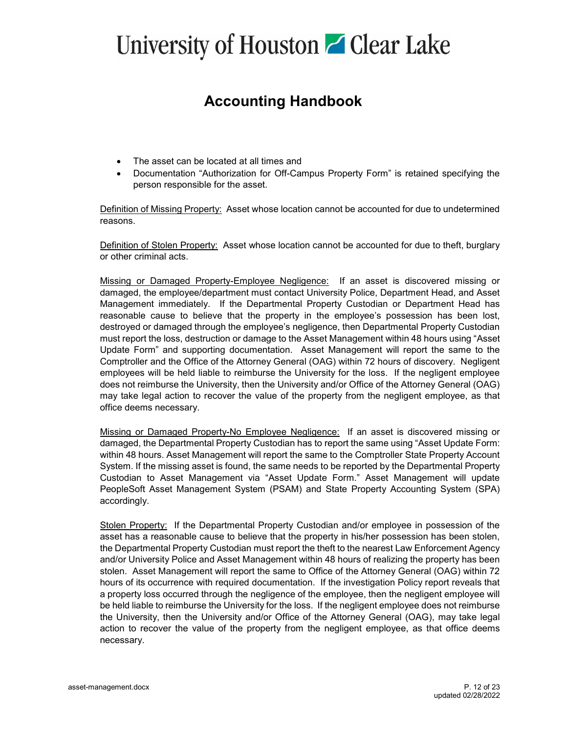- The asset can be located at all times and
- Documentation "Authorization for Off-Campus Property Form" is retained specifying the person responsible for the asset.

Definition of Missing Property: Asset whose location cannot be accounted for due to undetermined reasons.

Definition of Stolen Property: Asset whose location cannot be accounted for due to theft, burglary or other criminal acts.

Missing or Damaged Property-Employee Negligence: If an asset is discovered missing or damaged, the employee/department must contact University Police, Department Head, and Asset Management immediately. If the Departmental Property Custodian or Department Head has reasonable cause to believe that the property in the employee's possession has been lost, destroyed or damaged through the employee's negligence, then Departmental Property Custodian must report the loss, destruction or damage to the Asset Management within 48 hours using "Asset Update Form" and supporting documentation. Asset Management will report the same to the Comptroller and the Office of the Attorney General (OAG) within 72 hours of discovery. Negligent employees will be held liable to reimburse the University for the loss. If the negligent employee does not reimburse the University, then the University and/or Office of the Attorney General (OAG) may take legal action to recover the value of the property from the negligent employee, as that office deems necessary.

Missing or Damaged Property-No Employee Negligence: If an asset is discovered missing or damaged, the Departmental Property Custodian has to report the same using "Asset Update Form: within 48 hours. Asset Management will report the same to the Comptroller State Property Account System. If the missing asset is found, the same needs to be reported by the Departmental Property Custodian to Asset Management via "Asset Update Form." Asset Management will update PeopleSoft Asset Management System (PSAM) and State Property Accounting System (SPA) accordingly.

Stolen Property: If the Departmental Property Custodian and/or employee in possession of the asset has a reasonable cause to believe that the property in his/her possession has been stolen, the Departmental Property Custodian must report the theft to the nearest Law Enforcement Agency and/or University Police and Asset Management within 48 hours of realizing the property has been stolen. Asset Management will report the same to Office of the Attorney General (OAG) within 72 hours of its occurrence with required documentation. If the investigation Policy report reveals that a property loss occurred through the negligence of the employee, then the negligent employee will be held liable to reimburse the University for the loss. If the negligent employee does not reimburse the University, then the University and/or Office of the Attorney General (OAG), may take legal action to recover the value of the property from the negligent employee, as that office deems necessary.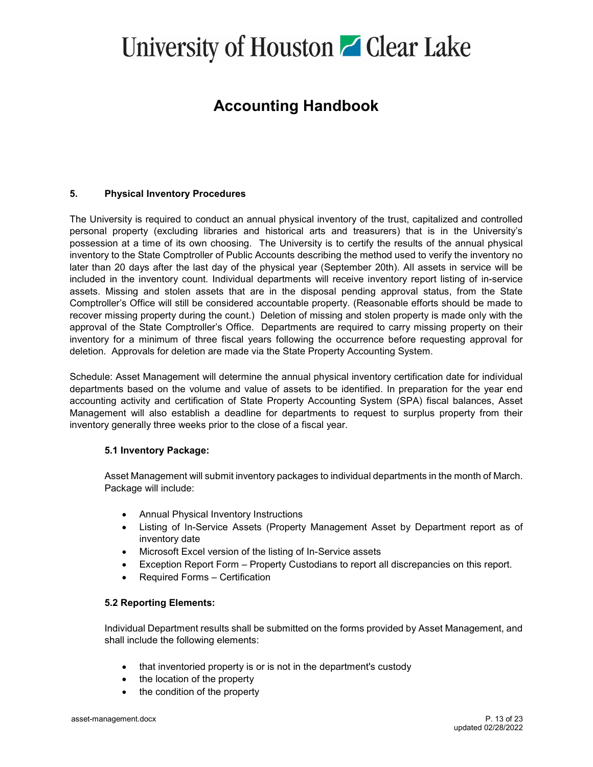# University of Houston Clear Lake

# Accounting Handbook

## 5. Physical Inventory Procedures

The University is required to conduct an annual physical inventory of the trust, capitalized and controlled personal property (excluding libraries and historical arts and treasurers) that is in the University's possession at a time of its own choosing. The University is to certify the results of the annual physical inventory to the State Comptroller of Public Accounts describing the method used to verify the inventory no later than 20 days after the last day of the physical year (September 20th). All assets in service will be included in the inventory count. Individual departments will receive inventory report listing of in-service assets. Missing and stolen assets that are in the disposal pending approval status, from the State Comptroller's Office will still be considered accountable property. (Reasonable efforts should be made to recover missing property during the count.) Deletion of missing and stolen property is made only with the approval of the State Comptroller's Office. Departments are required to carry missing property on their inventory for a minimum of three fiscal years following the occurrence before requesting approval for deletion. Approvals for deletion are made via the State Property Accounting System.

Schedule: Asset Management will determine the annual physical inventory certification date for individual departments based on the volume and value of assets to be identified. In preparation for the year end accounting activity and certification of State Property Accounting System (SPA) fiscal balances, Asset Management will also establish a deadline for departments to request to surplus property from their inventory generally three weeks prior to the close of a fiscal year.

### 5.1 Inventory Package:

Asset Management will submit inventory packages to individual departments in the month of March. Package will include:

- Annual Physical Inventory Instructions
- Listing of In-Service Assets (Property Management Asset by Department report as of inventory date
- Microsoft Excel version of the listing of In-Service assets
- Exception Report Form – Property Custodians to report all discrepancies on this report.
- Required Forms – Certification

### 5.2 Reporting Elements:

Individual Department results shall be submitted on the forms provided by Asset Management, and shall include the following elements:

- that inventoried property is or is not in the department's custody
- the location of the property
- the condition of the property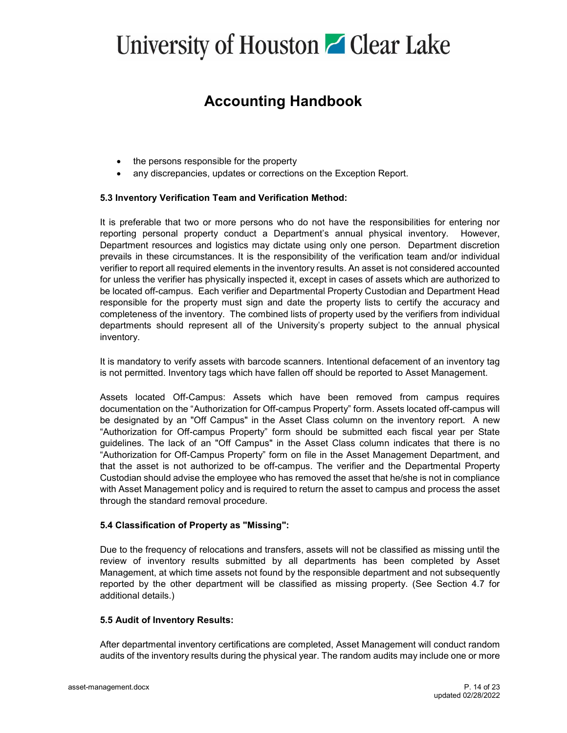- the persons responsible for the property
- any discrepancies, updates or corrections on the Exception Report.

**5.3 Inventory Verification Team and Verification Method:**

It is preferable that two or more persons who do not have the responsibilities for entering nor reporting personal property conduct a Department's annual physical inventory. However, Department resources and logistics may dictate using only one person. Department discretion prevails in these circumstances. It is the responsibility of the verification team and/or individual verifier to report all required elements in the inventory results. An asset is not considered accounted for unless the verifier has physically inspected it, except in cases of assets which are authorized to be located off-campus. Each verifier and Departmental Property Custodian and Department Head responsible for the property must sign and date the property lists to certify the accuracy and completeness of the inventory. The combined lists of property used by the verifiers from individual departments should represent all of the University's property subject to the annual physical inventory.

It is mandatory to verify assets with barcode scanners. Intentional defacement of an inventory tag is not permitted. Inventory tags which have fallen off should be reported to Asset Management.

Assets located Off-Campus: Assets which have been removed from campus requires documentation on the "Authorization for Off-campus Property" form. Assets located off-campus will be designated by an "Off Campus" in the Asset Class column on the inventory report. A new "Authorization for Off-campus Property" form should be submitted each fiscal year per State guidelines. The lack of an "Off Campus" in the Asset Class column indicates that there is no "Authorization for Off-Campus Property" form on file in the Asset Management Department, and that the asset is not authorized to be off-campus. The verifier and the Departmental Property Custodian should advise the employee who has removed the asset that he/she is not in compliance with Asset Management policy and is required to return the asset to campus and process the asset through the standard removal procedure.

**5.4 Classification of Property as "Missing":**

Due to the frequency of relocations and transfers, assets will not be classified as missing until the review of inventory results submitted by all departments has been completed by Asset Management, at which time assets not found by the responsible department and not subsequently reported by the other department will be classified as missing property. (See Section 4.7 for additional details.)

**5.5 Audit of Inventory Results:**

After departmental inventory certifications are completed, Asset Management will conduct random audits of the inventory results during the physical year. The random audits may include one or more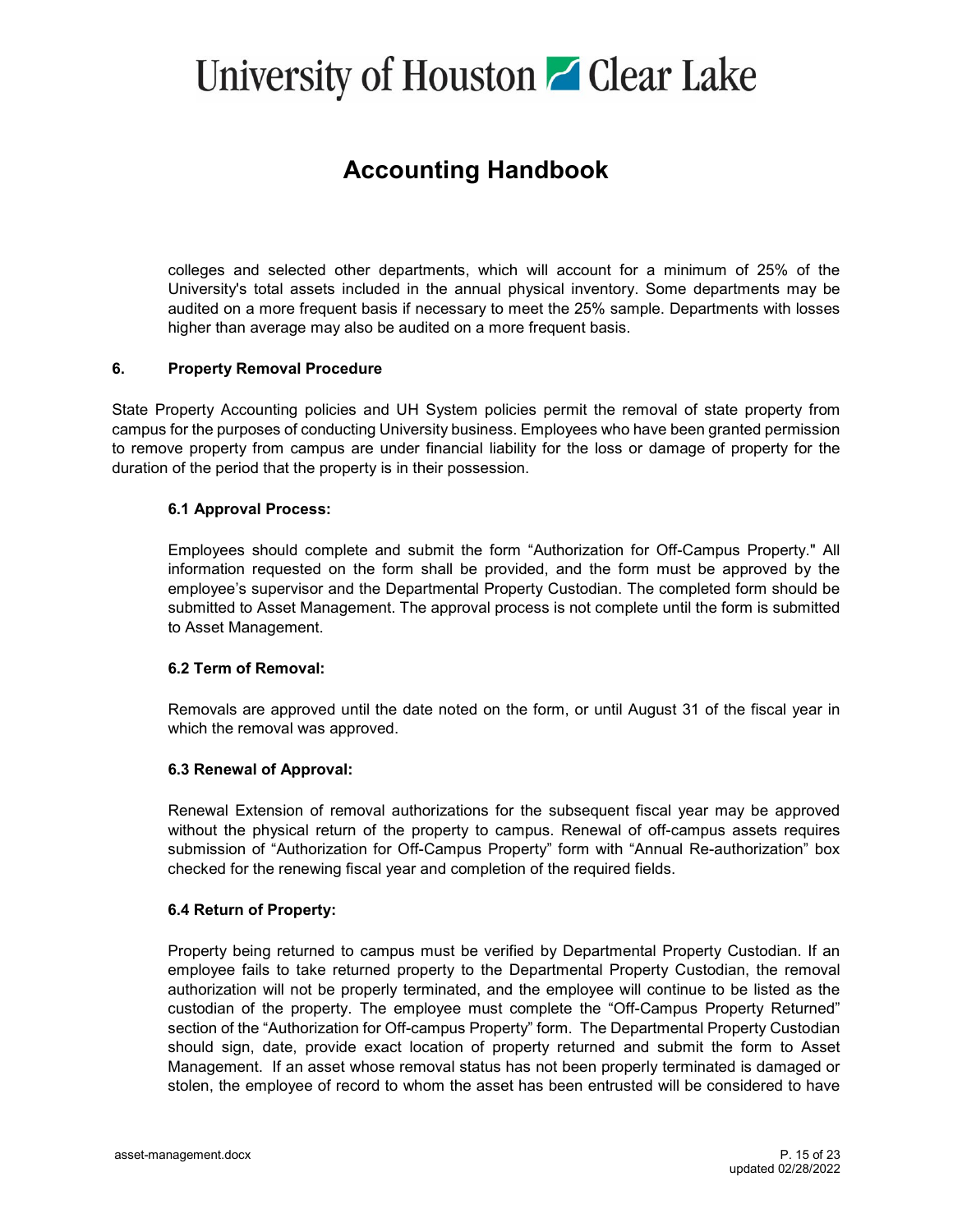colleges and selected other departments, which will account for a minimum of 25% of the University's total assets included in the annual physical inventory. Some departments may be audited on a more frequent basis if necessary to meet the 25% sample. Departments with losses higher than average may also be audited on a more frequent basis.

## 6. Property Removal Procedure

State Property Accounting policies and UH System policies permit the removal of state property from campus for the purposes of conducting University business. Employees who have been granted permission to remove property from campus are under financial liability for the loss or damage of property for the duration of the period that the property is in their possession.

### 6.1 Approval Process:

Employees should complete and submit the form "Authorization for Off-Campus Property." All information requested on the form shall be provided, and the form must be approved by the employee's supervisor and the Departmental Property Custodian. The completed form should be submitted to Asset Management. The approval process is not complete until the form is submitted to Asset Management.

### 6.2 Term of Removal:

Removals are approved until the date noted on the form, or until August 31 of the fiscal year in which the removal was approved.

### 6.3 Renewal of Approval:

Renewal Extension of removal authorizations for the subsequent fiscal year may be approved without the physical return of the property to campus. Renewal of off-campus assets requires submission of "Authorization for Off-Campus Property" form with "Annual Re-authorization" box checked for the renewing fiscal year and completion of the required fields.

### 6.4 Return of Property:

Property being returned to campus must be verified by Departmental Property Custodian. If an employee fails to take returned property to the Departmental Property Custodian, the removal authorization will not be properly terminated, and the employee will continue to be listed as the custodian of the property. The employee must complete the "Off-Campus Property Returned" section of the "Authorization for Off-campus Property" form. The Departmental Property Custodian should sign, date, provide exact location of property returned and submit the form to Asset Management. If an asset whose removal status has not been properly terminated is damaged or stolen, the employee of record to whom the asset has been entrusted will be considered to have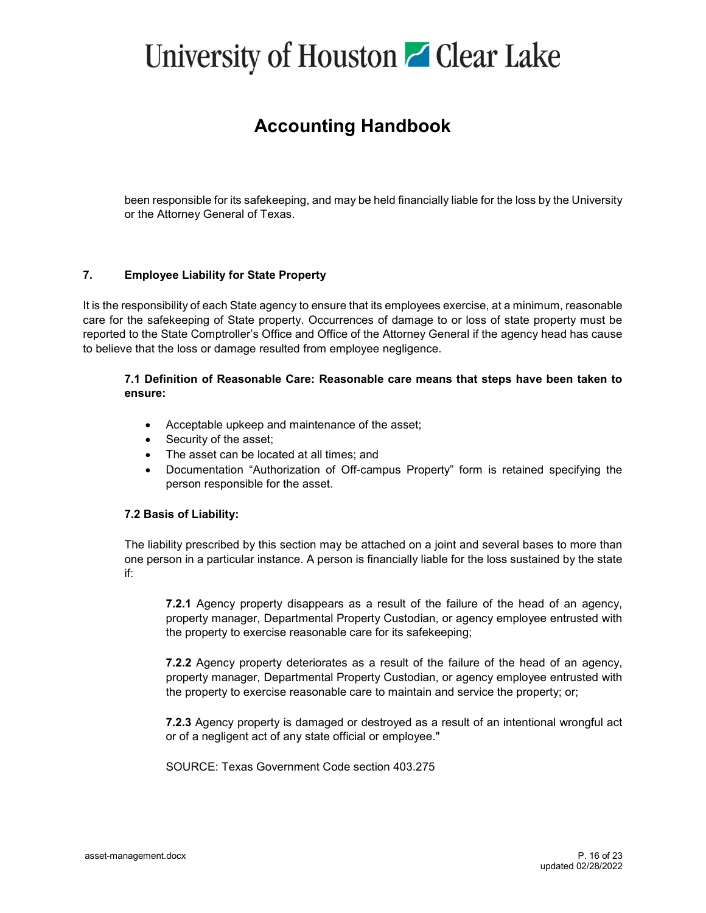been responsible for its safekeeping, and may be held financially liable for the loss by the University or the Attorney General of Texas.

## 7. Employee Liability for State Property

It is the responsibility of each State agency to ensure that its employees exercise, at a minimum, reasonable care for the safekeeping of State property. Occurrences of damage to or loss of state property must be reported to the State Comptroller's Office and Office of the Attorney General if the agency head has cause to believe that the loss or damage resulted from employee negligence.

### 7.1 Definition of Reasonable Care: Reasonable care means that steps have been taken to ensure:

- Acceptable upkeep and maintenance of the asset;
- Security of the asset;
- The asset can be located at all times; and
- Documentation "Authorization of Off-campus Property" form is retained specifying the person responsible for the asset.

### 7.2 Basis of Liability:

The liability prescribed by this section may be attached on a joint and several bases to more than one person in a particular instance. A person is financially liable for the loss sustained by the state if:

**7.2.1** Agency property disappears as a result of the failure of the head of an agency, property manager, Departmental Property Custodian, or agency employee entrusted with the property to exercise reasonable care for its safekeeping;

**7.2.2** Agency property deteriorates as a result of the failure of the head of an agency, property manager, Departmental Property Custodian, or agency employee entrusted with the property to exercise reasonable care to maintain and service the property; or;

**7.2.3** Agency property is damaged or destroyed as a result of an intentional wrongful act or of a negligent act of any state official or employee."

SOURCE: Texas Government Code section 403.275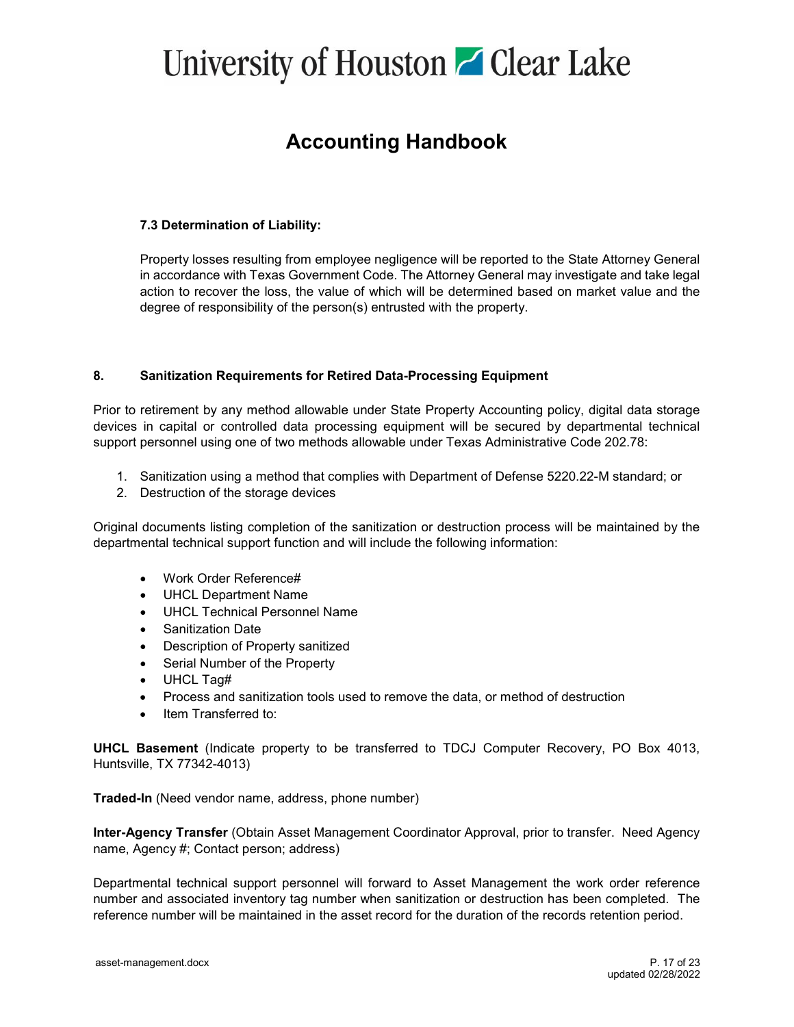### 7.3 Determination of Liability:

Property losses resulting from employee negligence will be reported to the State Attorney General in accordance with Texas Government Code. The Attorney General may investigate and take legal action to recover the loss, the value of which will be determined based on market value and the degree of responsibility of the person(s) entrusted with the property.

## 8. Sanitization Requirements for Retired Data-Processing Equipment

Prior to retirement by any method allowable under State Property Accounting policy, digital data storage devices in capital or controlled data processing equipment will be secured by departmental technical support personnel using one of two methods allowable under Texas Administrative Code 202.78:

1. Sanitization using a method that complies with Department of Defense 5220.22-M standard; or
2. Destruction of the storage devices

Original documents listing completion of the sanitization or destruction process will be maintained by the departmental technical support function and will include the following information:

- Work Order Reference#
- UHCL Department Name
- UHCL Technical Personnel Name
- Sanitization Date
- Description of Property sanitized
- Serial Number of the Property
- UHCL Tag#
- Process and sanitization tools used to remove the data, or method of destruction
- Item Transferred to:

**UHCL Basement** (Indicate property to be transferred to TDCJ Computer Recovery, PO Box 4013, Huntsville, TX 77342-4013)

**Traded-In** (Need vendor name, address, phone number)

**Inter-Agency Transfer** (Obtain Asset Management Coordinator Approval, prior to transfer. Need Agency name, Agency #; Contact person; address)

Departmental technical support personnel will forward to Asset Management the work order reference number and associated inventory tag number when sanitization or destruction has been completed. The reference number will be maintained in the asset record for the duration of the records retention period.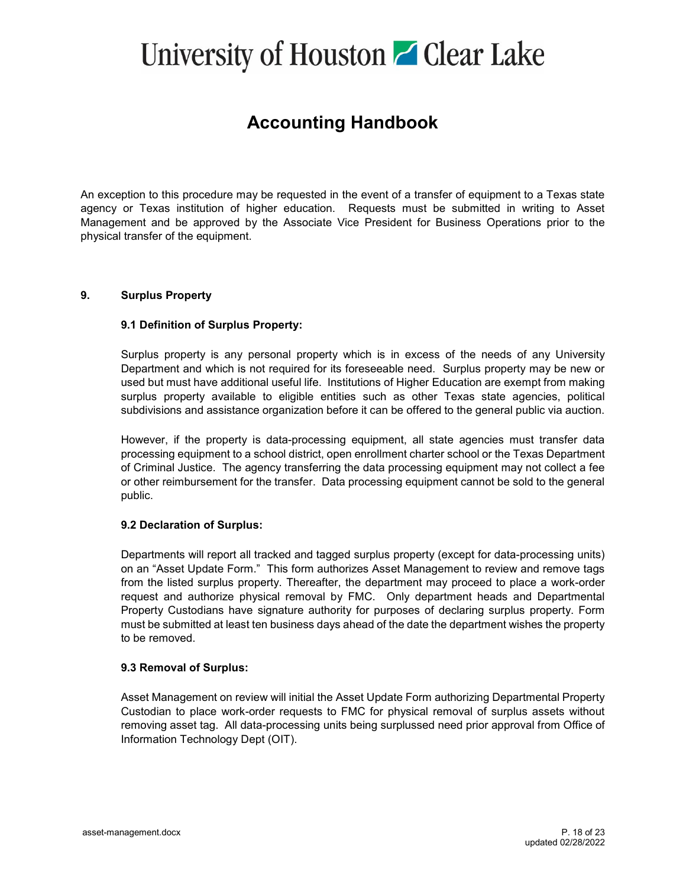An exception to this procedure may be requested in the event of a transfer of equipment to a Texas state agency or Texas institution of higher education. Requests must be submitted in writing to Asset Management and be approved by the Associate Vice President for Business Operations prior to the physical transfer of the equipment.

## 9. Surplus Property

### 9.1 Definition of Surplus Property:

Surplus property is any personal property which is in excess of the needs of any University Department and which is not required for its foreseeable need. Surplus property may be new or used but must have additional useful life. Institutions of Higher Education are exempt from making surplus property available to eligible entities such as other Texas state agencies, political subdivisions and assistance organization before it can be offered to the general public via auction.

However, if the property is data-processing equipment, all state agencies must transfer data processing equipment to a school district, open enrollment charter school or the Texas Department of Criminal Justice. The agency transferring the data processing equipment may not collect a fee or other reimbursement for the transfer. Data processing equipment cannot be sold to the general public.

### 9.2 Declaration of Surplus:

Departments will report all tracked and tagged surplus property (except for data-processing units) on an "Asset Update Form." This form authorizes Asset Management to review and remove tags from the listed surplus property. Thereafter, the department may proceed to place a work-order request and authorize physical removal by FMC. Only department heads and Departmental Property Custodians have signature authority for purposes of declaring surplus property. Form must be submitted at least ten business days ahead of the date the department wishes the property to be removed.

### 9.3 Removal of Surplus:

Asset Management on review will initial the Asset Update Form authorizing Departmental Property Custodian to place work-order requests to FMC for physical removal of surplus assets without removing asset tag. All data-processing units being surplussed need prior approval from Office of Information Technology Dept (OIT).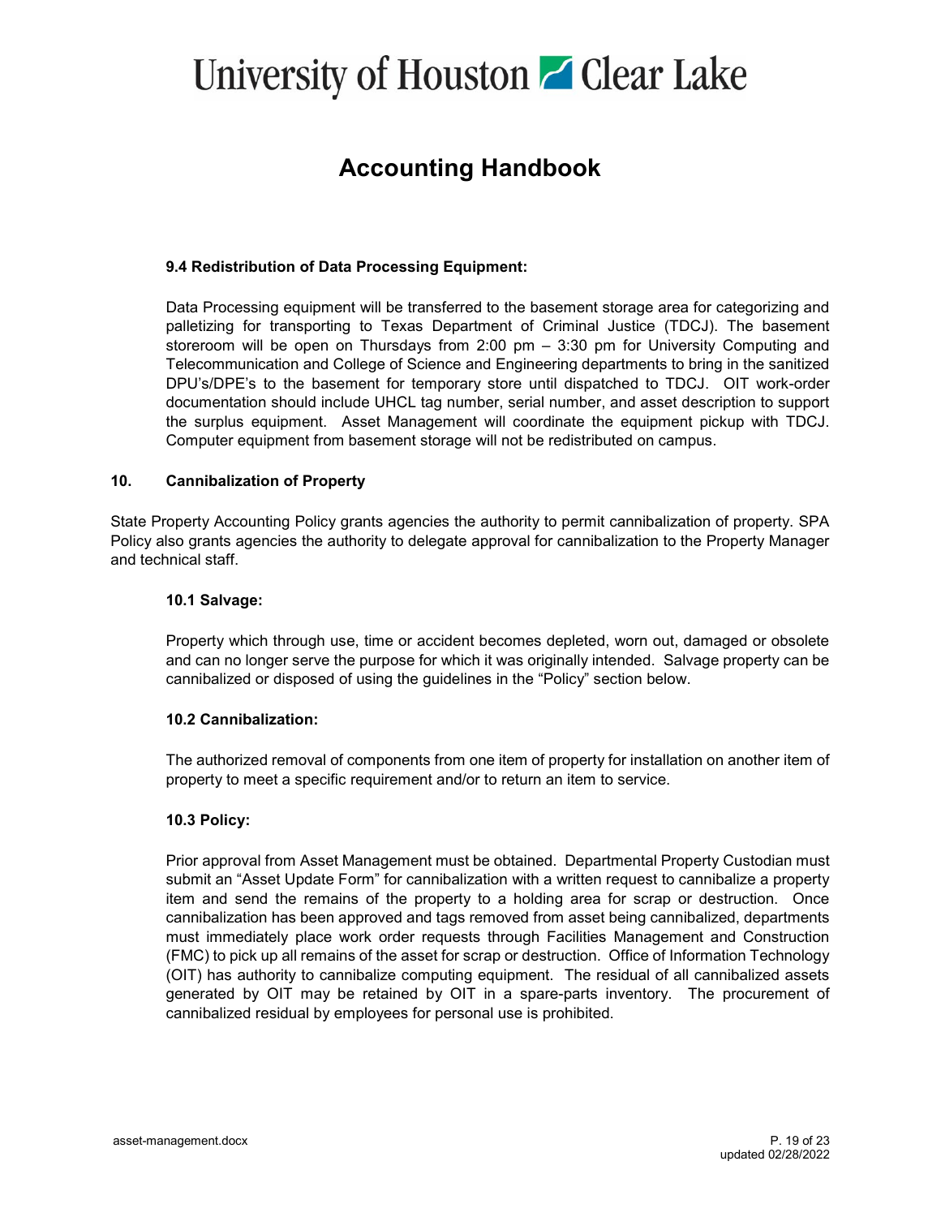### 9.4 Redistribution of Data Processing Equipment:

Data Processing equipment will be transferred to the basement storage area for categorizing and palletizing for transporting to Texas Department of Criminal Justice (TDCJ). The basement storeroom will be open on Thursdays from 2:00 pm – 3:30 pm for University Computing and Telecommunication and College of Science and Engineering departments to bring in the sanitized DPU's/DPE's to the basement for temporary store until dispatched to TDCJ. OIT work-order documentation should include UHCL tag number, serial number, and asset description to support the surplus equipment. Asset Management will coordinate the equipment pickup with TDCJ. Computer equipment from basement storage will not be redistributed on campus.

## 10. Cannibalization of Property

State Property Accounting Policy grants agencies the authority to permit cannibalization of property. SPA Policy also grants agencies the authority to delegate approval for cannibalization to the Property Manager and technical staff.

### 10.1 Salvage:

Property which through use, time or accident becomes depleted, worn out, damaged or obsolete and can no longer serve the purpose for which it was originally intended. Salvage property can be cannibalized or disposed of using the guidelines in the "Policy" section below.

### 10.2 Cannibalization:

The authorized removal of components from one item of property for installation on another item of property to meet a specific requirement and/or to return an item to service.

### 10.3 Policy:

Prior approval from Asset Management must be obtained. Departmental Property Custodian must submit an "Asset Update Form" for cannibalization with a written request to cannibalize a property item and send the remains of the property to a holding area for scrap or destruction. Once cannibalization has been approved and tags removed from asset being cannibalized, departments must immediately place work order requests through Facilities Management and Construction (FMC) to pick up all remains of the asset for scrap or destruction. Office of Information Technology (OIT) has authority to cannibalize computing equipment. The residual of all cannibalized assets generated by OIT may be retained by OIT in a spare-parts inventory. The procurement of cannibalized residual by employees for personal use is prohibited.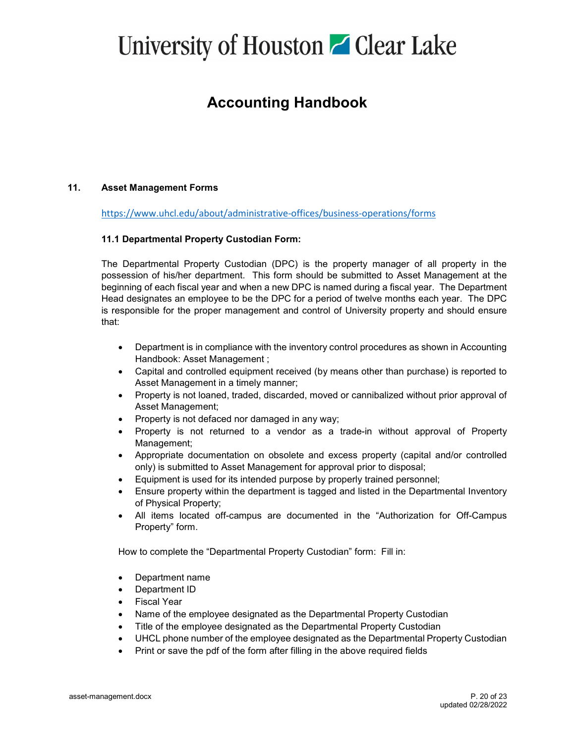# University of Houston Clear Lake

# Accounting Handbook

## 11. Asset Management Forms

https://www.uhcl.edu/about/administrative-offices/business-operations/forms

### 11.1 Departmental Property Custodian Form:

The Departmental Property Custodian (DPC) is the property manager of all property in the possession of his/her department. This form should be submitted to Asset Management at the beginning of each fiscal year and when a new DPC is named during a fiscal year. The Department Head designates an employee to be the DPC for a period of twelve months each year. The DPC is responsible for the proper management and control of University property and should ensure that:

- Department is in compliance with the inventory control procedures as shown in Accounting Handbook: Asset Management ;
- Capital and controlled equipment received (by means other than purchase) is reported to Asset Management in a timely manner;
- Property is not loaned, traded, discarded, moved or cannibalized without prior approval of Asset Management;
- Property is not defaced nor damaged in any way;
- Property is not returned to a vendor as a trade-in without approval of Property Management;
- Appropriate documentation on obsolete and excess property (capital and/or controlled only) is submitted to Asset Management for approval prior to disposal;
- Equipment is used for its intended purpose by properly trained personnel;
- Ensure property within the department is tagged and listed in the Departmental Inventory of Physical Property;
- All items located off-campus are documented in the “Authorization for Off-Campus Property” form.

How to complete the “Departmental Property Custodian” form: Fill in:

- Department name
- Department ID
- Fiscal Year
- Name of the employee designated as the Departmental Property Custodian
- Title of the employee designated as the Departmental Property Custodian
- UHCL phone number of the employee designated as the Departmental Property Custodian
- Print or save the pdf of the form after filling in the above required fields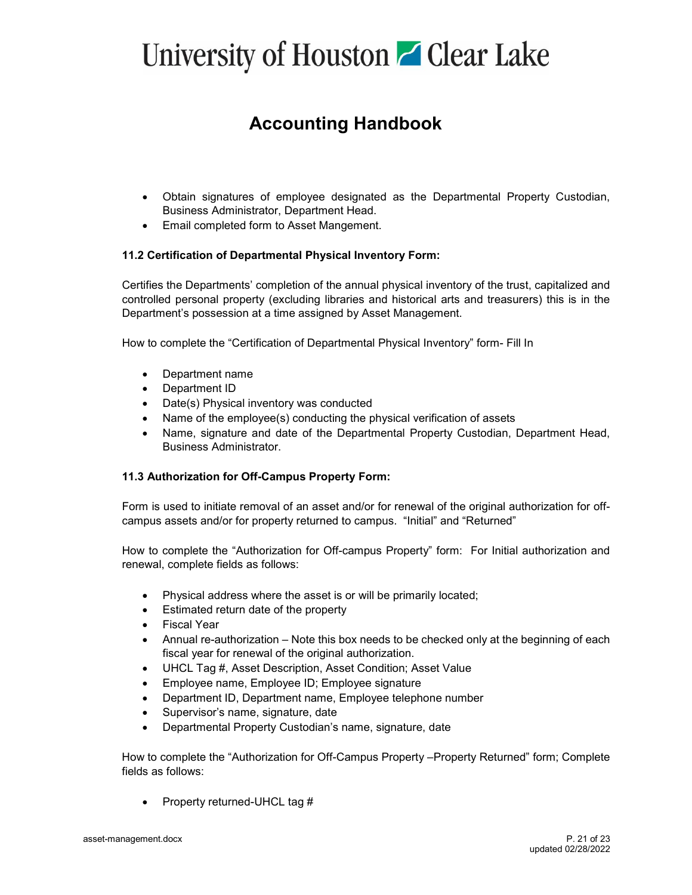- Obtain signatures of employee designated as the Departmental Property Custodian, Business Administrator, Department Head.
- Email completed form to Asset Mangement.

**11.2 Certification of Departmental Physical Inventory Form:**

Certifies the Departments' completion of the annual physical inventory of the trust, capitalized and controlled personal property (excluding libraries and historical arts and treasurers) this is in the Department's possession at a time assigned by Asset Management.

How to complete the "Certification of Departmental Physical Inventory" form- Fill In

- Department name
- Department ID
- Date(s) Physical inventory was conducted
- Name of the employee(s) conducting the physical verification of assets
- Name, signature and date of the Departmental Property Custodian, Department Head, Business Administrator.

**11.3 Authorization for Off-Campus Property Form:**

Form is used to initiate removal of an asset and/or for renewal of the original authorization for off-campus assets and/or for property returned to campus. "Initial" and "Returned"

How to complete the "Authorization for Off-campus Property" form: For Initial authorization and renewal, complete fields as follows:

- Physical address where the asset is or will be primarily located;
- Estimated return date of the property
- Fiscal Year
- Annual re-authorization – Note this box needs to be checked only at the beginning of each fiscal year for renewal of the original authorization.
- UHCL Tag #, Asset Description, Asset Condition; Asset Value
- Employee name, Employee ID; Employee signature
- Department ID, Department name, Employee telephone number
- Supervisor's name, signature, date
- Departmental Property Custodian's name, signature, date

How to complete the "Authorization for Off-Campus Property –Property Returned" form; Complete fields as follows:

- Property returned-UHCL tag #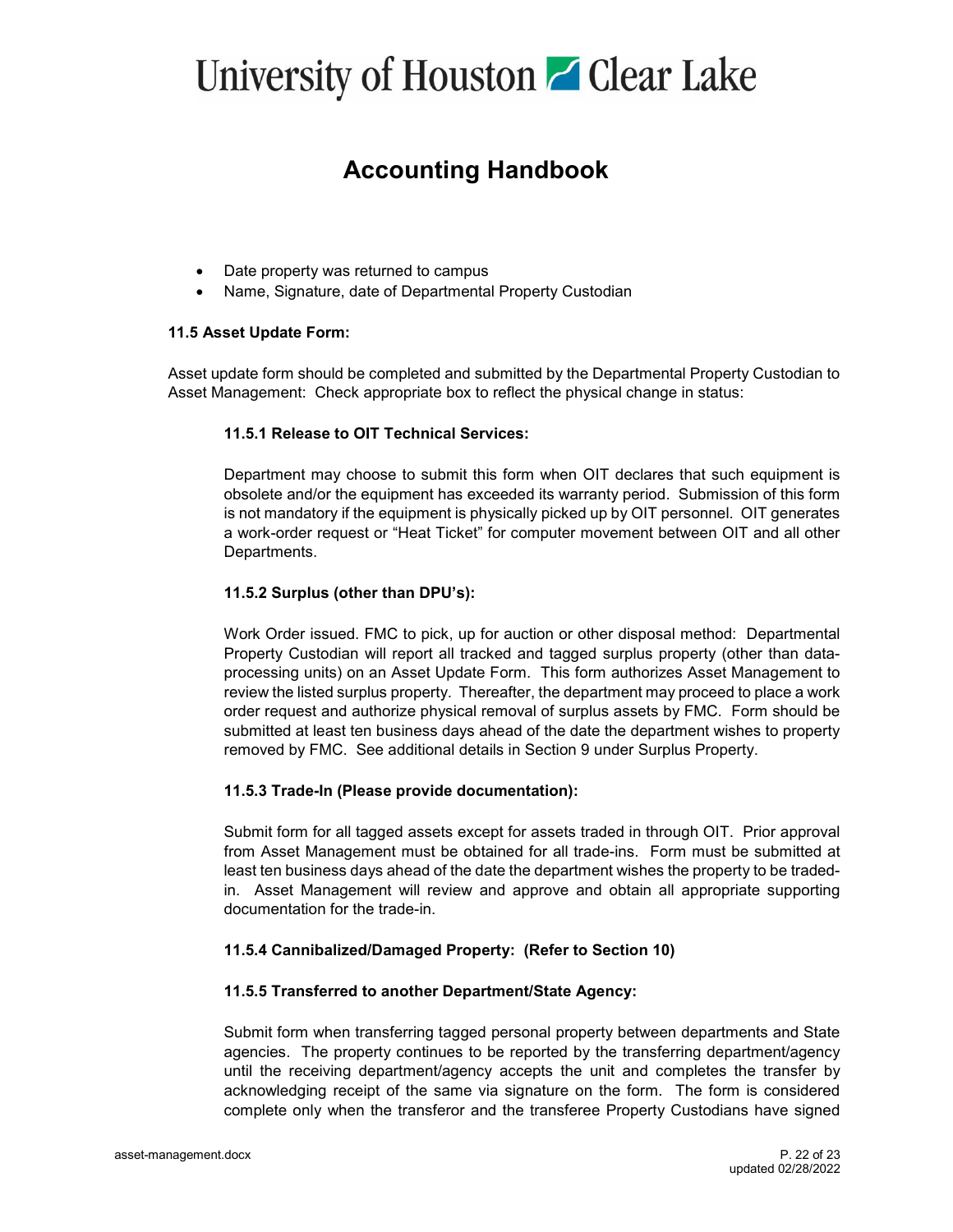- Date property was returned to campus
- Name, Signature, date of Departmental Property Custodian

**11.5 Asset Update Form:**

Asset update form should be completed and submitted by the Departmental Property Custodian to Asset Management: Check appropriate box to reflect the physical change in status:

**11.5.1 Release to OIT Technical Services:**

Department may choose to submit this form when OIT declares that such equipment is obsolete and/or the equipment has exceeded its warranty period. Submission of this form is not mandatory if the equipment is physically picked up by OIT personnel. OIT generates a work-order request or "Heat Ticket" for computer movement between OIT and all other Departments.

**11.5.2 Surplus (other than DPU's):**

Work Order issued. FMC to pick, up for auction or other disposal method: Departmental Property Custodian will report all tracked and tagged surplus property (other than data-processing units) on an Asset Update Form. This form authorizes Asset Management to review the listed surplus property. Thereafter, the department may proceed to place a work order request and authorize physical removal of surplus assets by FMC. Form should be submitted at least ten business days ahead of the date the department wishes to property removed by FMC. See additional details in Section 9 under Surplus Property.

**11.5.3 Trade-In (Please provide documentation):**

Submit form for all tagged assets except for assets traded in through OIT. Prior approval from Asset Management must be obtained for all trade-ins. Form must be submitted at least ten business days ahead of the date the department wishes the property to be traded-in. Asset Management will review and approve and obtain all appropriate supporting documentation for the trade-in.

**11.5.4 Cannibalized/Damaged Property: (Refer to Section 10)**

**11.5.5 Transferred to another Department/State Agency:**

Submit form when transferring tagged personal property between departments and State agencies. The property continues to be reported by the transferring department/agency until the receiving department/agency accepts the unit and completes the transfer by acknowledging receipt of the same via signature on the form. The form is considered complete only when the transferor and the transferee Property Custodians have signed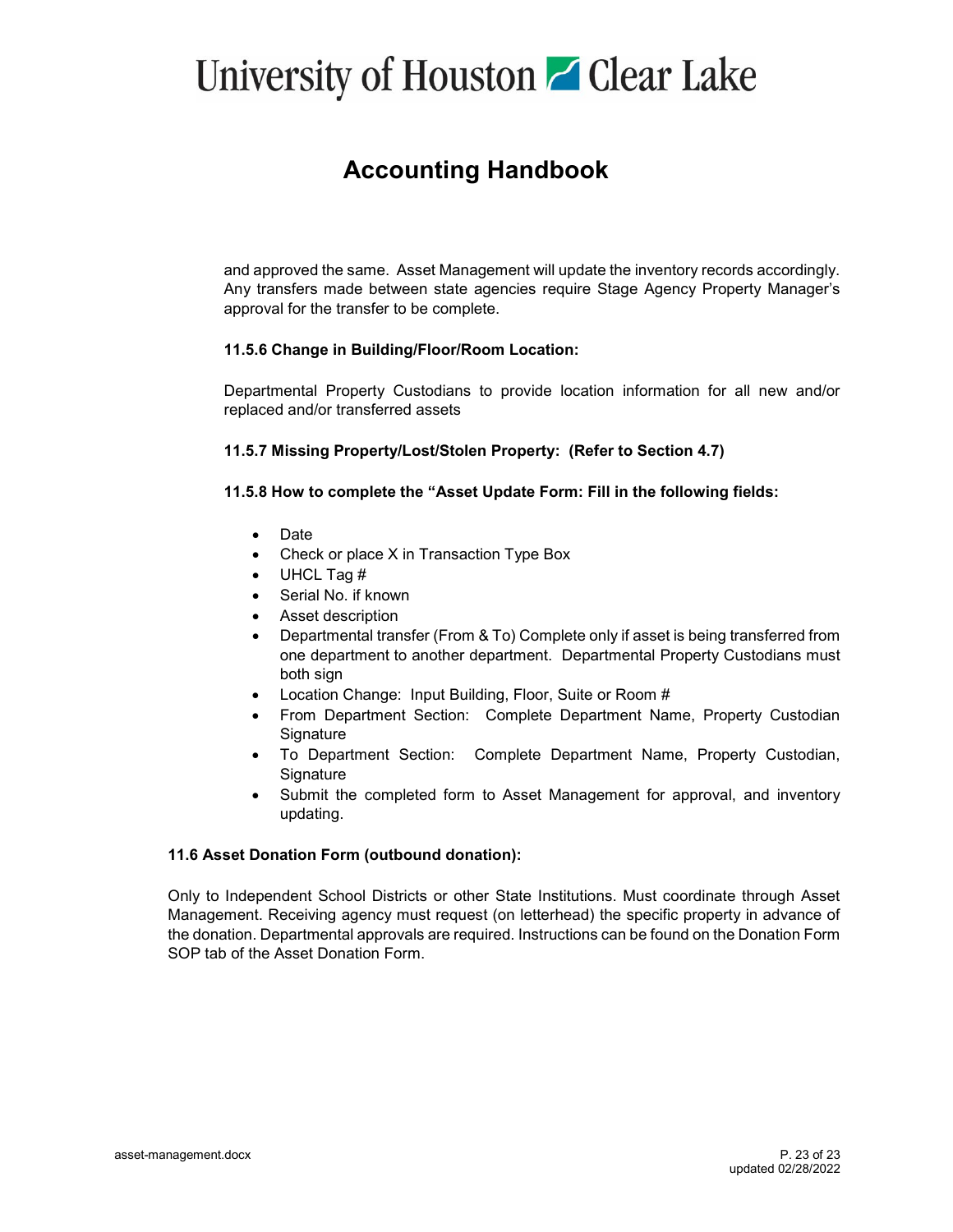and approved the same. Asset Management will update the inventory records accordingly. Any transfers made between state agencies require Stage Agency Property Manager's approval for the transfer to be complete.

**11.5.6 Change in Building/Floor/Room Location:**

Departmental Property Custodians to provide location information for all new and/or replaced and/or transferred assets

**11.5.7 Missing Property/Lost/Stolen Property: (Refer to Section 4.7)**

**11.5.8 How to complete the "Asset Update Form: Fill in the following fields:**

- Date
- Check or place X in Transaction Type Box
- UHCL Tag #
- Serial No. if known
- Asset description
- Departmental transfer (From & To) Complete only if asset is being transferred from one department to another department. Departmental Property Custodians must both sign
- Location Change: Input Building, Floor, Suite or Room #
- From Department Section: Complete Department Name, Property Custodian Signature
- To Department Section: Complete Department Name, Property Custodian, Signature
- Submit the completed form to Asset Management for approval, and inventory updating.

**11.6 Asset Donation Form (outbound donation):**

Only to Independent School Districts or other State Institutions. Must coordinate through Asset Management. Receiving agency must request (on letterhead) the specific property in advance of the donation. Departmental approvals are required. Instructions can be found on the Donation Form SOP tab of the Asset Donation Form.